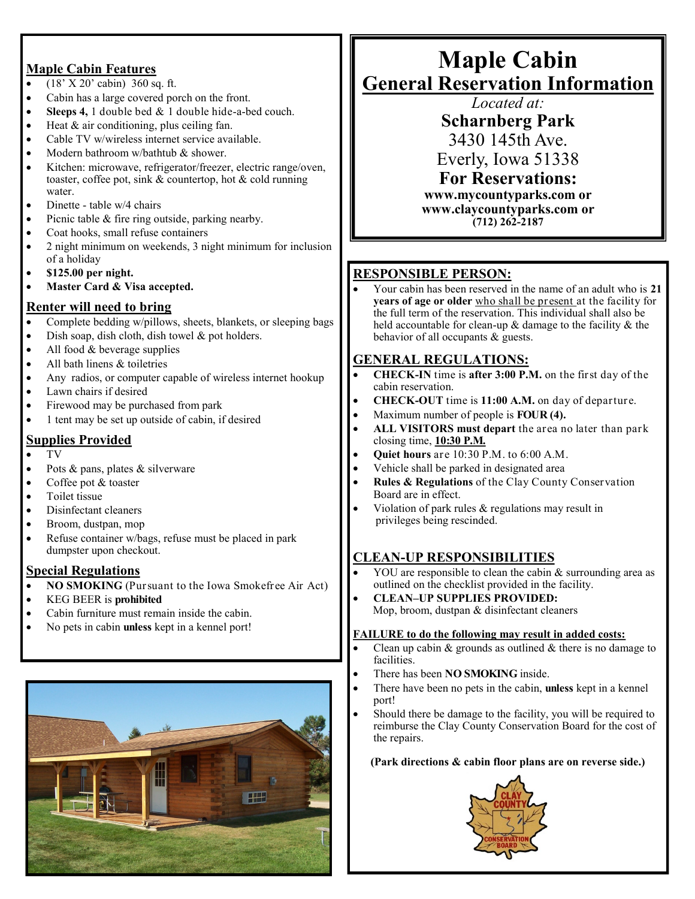# Maple Cabin

## General Reservation Information

*Located at:*

**Scharnberg Park**

3430 145th Ave.

Everly, Iowa 51338

**For Reservations:**

**www.mycountyparks.com or**
**www.claycountyparks.com or**
**(712) 262-2187**

## Maple Cabin Features

- (18' X 20' cabin) 360 sq. ft.
- Cabin has a large covered porch on the front.
- **Sleeps 4,** 1 double bed & 1 double hide-a-bed couch.
- Heat & air conditioning, plus ceiling fan.
- Cable TV w/wireless internet service available.
- Modern bathroom w/bathtub & shower.
- Kitchen: microwave, refrigerator/freezer, electric range/oven, toaster, coffee pot, sink & countertop, hot & cold running water.
- Dinette - table w/4 chairs
- Picnic table & fire ring outside, parking nearby.
- Coat hooks, small refuse containers
- 2 night minimum on weekends, 3 night minimum for inclusion of a holiday
- **$125.00 per night.**
- **Master Card & Visa accepted.**

## Renter will need to bring

- Complete bedding w/pillows, sheets, blankets, or sleeping bags
- Dish soap, dish cloth, dish towel & pot holders.
- All food & beverage supplies
- All bath linens & toiletries
- Any radios, or computer capable of wireless internet hookup
- Lawn chairs if desired
- Firewood may be purchased from park
- 1 tent may be set up outside of cabin, if desired

## Supplies Provided

- TV
- Pots & pans, plates & silverware
- Coffee pot & toaster
- Toilet tissue
- Disinfectant cleaners
- Broom, dustpan, mop
- Refuse container w/bags, refuse must be placed in park dumpster upon checkout.

## Special Regulations

- **NO SMOKING** (Pursuant to the Iowa Smokefree Air Act)
- KEG BEER is **prohibited**
- Cabin furniture must remain inside the cabin.
- No pets in cabin **unless** kept in a kennel port!

## RESPONSIBLE PERSON:

- Your cabin has been reserved in the name of an adult who is **21 years of age or older** who shall be present at the facility for the full term of the reservation. This individual shall also be held accountable for clean-up & damage to the facility & the behavior of all occupants & guests.

## GENERAL REGULATIONS:

- **CHECK-IN** time is **after 3:00 P.M.** on the first day of the cabin reservation.
- **CHECK-OUT** time is **11:00 A.M.** on day of departure.
- Maximum number of people is **FOUR (4).**
- **ALL VISITORS must depart** the area no later than park closing time, **10:30 P.M.**
- **Quiet hours** are 10:30 P.M. to 6:00 A.M.
- Vehicle shall be parked in designated area
- **Rules & Regulations** of the Clay County Conservation Board are in effect.
- Violation of park rules & regulations may result in privileges being rescinded.

## CLEAN-UP RESPONSIBILITIES

- YOU are responsible to clean the cabin & surrounding area as outlined on the checklist provided in the facility.
- **CLEAN–UP SUPPLIES PROVIDED:** Mop, broom, dustpan & disinfectant cleaners

**FAILURE to do the following may result in added costs:**

- Clean up cabin & grounds as outlined & there is no damage to facilities.
- There has been **NO SMOKING** inside.
- There have been no pets in the cabin, **unless** kept in a kennel port!
- Should there be damage to the facility, you will be required to reimburse the Clay County Conservation Board for the cost of the repairs.

**(Park directions & cabin floor plans are on reverse side.)**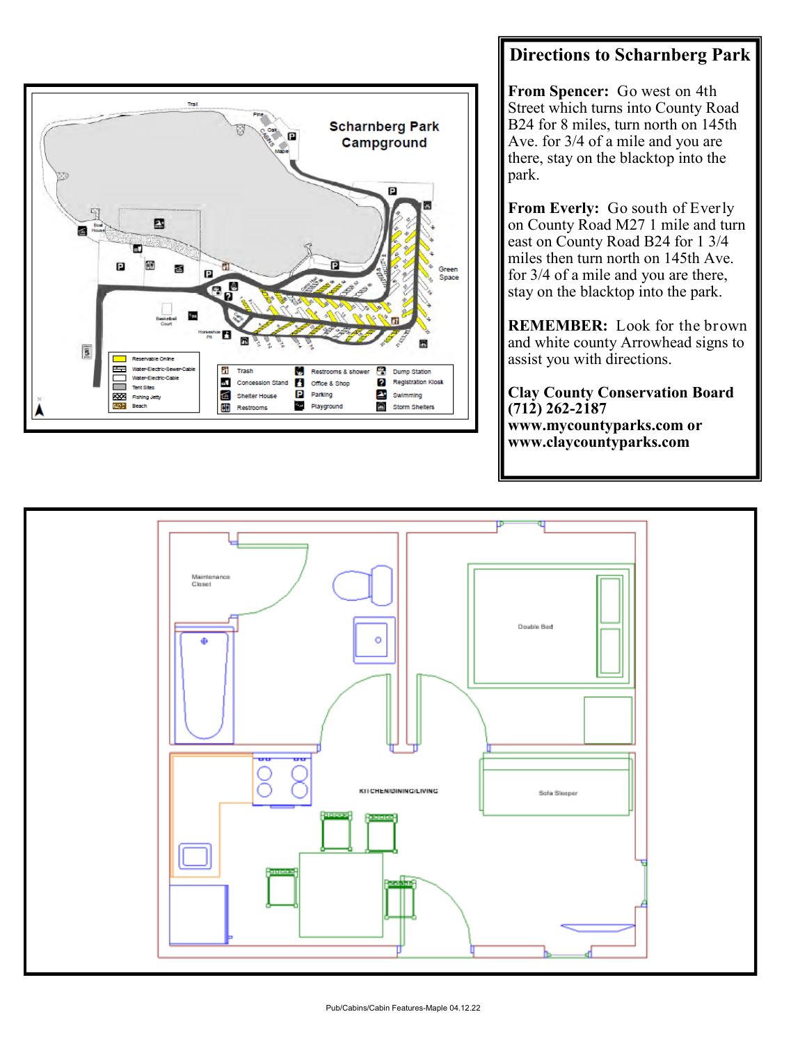Scharnberg Park Campground

Trail
Pine
Oak
Maple
Boat House
Basketball Court
Horseshoe Pit
Green Space

Reservable Online
Water-Electric-Sewer-Cable
Water-Electric-Cable
Tent Sites
Fishing Jetty
Beach

Trash
Concession Stand
Shelter House
Restrooms
Restrooms & shower
Office & Shop
Parking
Playground
Dump Station
Registration Kiosk
Swimming
Storm Shelters

## Directions to Scharnberg Park

**From Spencer:** Go west on 4th Street which turns into County Road B24 for 8 miles, turn north on 145th Ave. for 3/4 of a mile and you are there, stay on the blacktop into the park.

**From Everly:** Go south of Everly on County Road M27 1 mile and turn east on County Road B24 for 1 3/4 miles then turn north on 145th Ave. for 3/4 of a mile and you are there, stay on the blacktop into the park.

**REMEMBER:** Look for the brown and white county Arrowhead signs to assist you with directions.

**Clay County Conservation Board**
**(712) 262-2187**
**www.mycountyparks.com or**
**www.claycountyparks.com**

Maintenance Closet
Double Bed
KITCHEN/DINING/LIVING
Sofa Sleeper

Pub/Cabins/Cabin Features-Maple 04.12.22